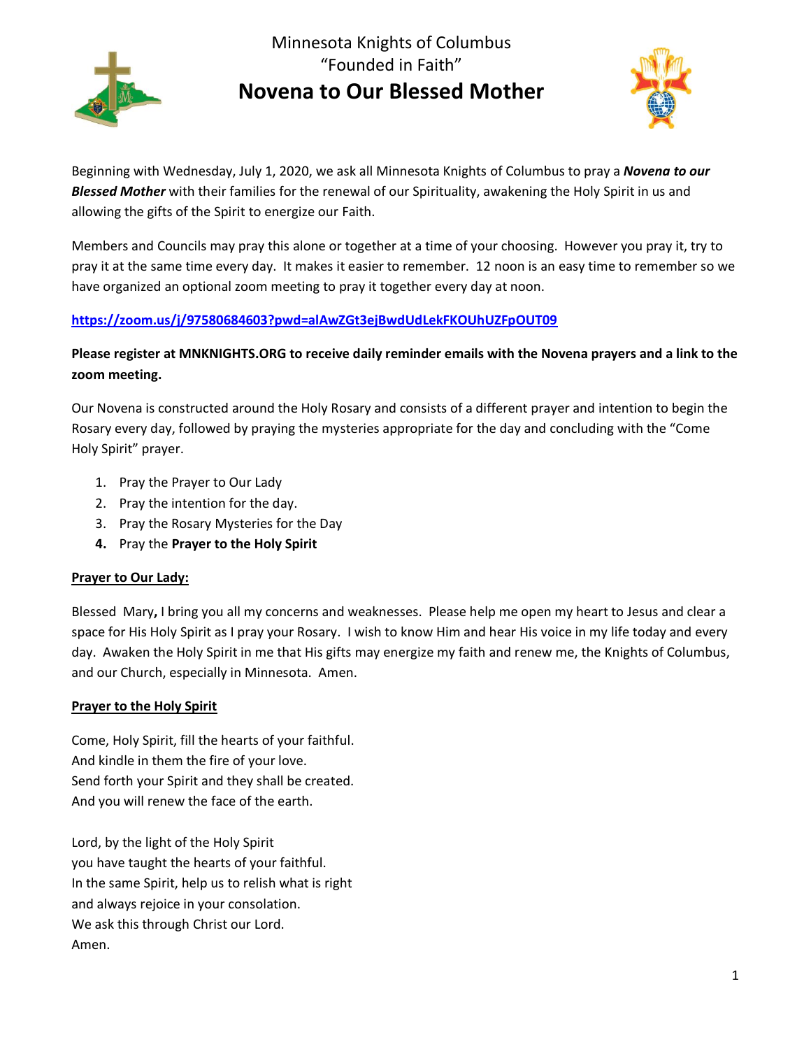Minnesota Knights of Columbus
"Founded in Faith"

# Novena to Our Blessed Mother

Beginning with Wednesday, July 1, 2020, we ask all Minnesota Knights of Columbus to pray a ***Novena to our Blessed Mother*** with their families for the renewal of our Spirituality, awakening the Holy Spirit in us and allowing the gifts of the Spirit to energize our Faith.

Members and Councils may pray this alone or together at a time of your choosing. However you pray it, try to pray it at the same time every day. It makes it easier to remember. 12 noon is an easy time to remember so we have organized an optional zoom meeting to pray it together every day at noon.

**https://zoom.us/j/97580684603?pwd=alAwZGt3ejBwdUdLekFKOUhUZFpOUT09**

**Please register at MNKNIGHTS.ORG to receive daily reminder emails with the Novena prayers and a link to the zoom meeting.**

Our Novena is constructed around the Holy Rosary and consists of a different prayer and intention to begin the Rosary every day, followed by praying the mysteries appropriate for the day and concluding with the "Come Holy Spirit" prayer.

1. Pray the Prayer to Our Lady
2. Pray the intention for the day.
3. Pray the Rosary Mysteries for the Day
4. Pray the **Prayer to the Holy Spirit**

**Prayer to Our Lady:**

Blessed Mary**,** I bring you all my concerns and weaknesses. Please help me open my heart to Jesus and clear a space for His Holy Spirit as I pray your Rosary. I wish to know Him and hear His voice in my life today and every day. Awaken the Holy Spirit in me that His gifts may energize my faith and renew me, the Knights of Columbus, and our Church, especially in Minnesota. Amen.

**Prayer to the Holy Spirit**

Come, Holy Spirit, fill the hearts of your faithful.
And kindle in them the fire of your love.
Send forth your Spirit and they shall be created.
And you will renew the face of the earth.

Lord, by the light of the Holy Spirit
you have taught the hearts of your faithful.
In the same Spirit, help us to relish what is right
and always rejoice in your consolation.
We ask this through Christ our Lord.
Amen.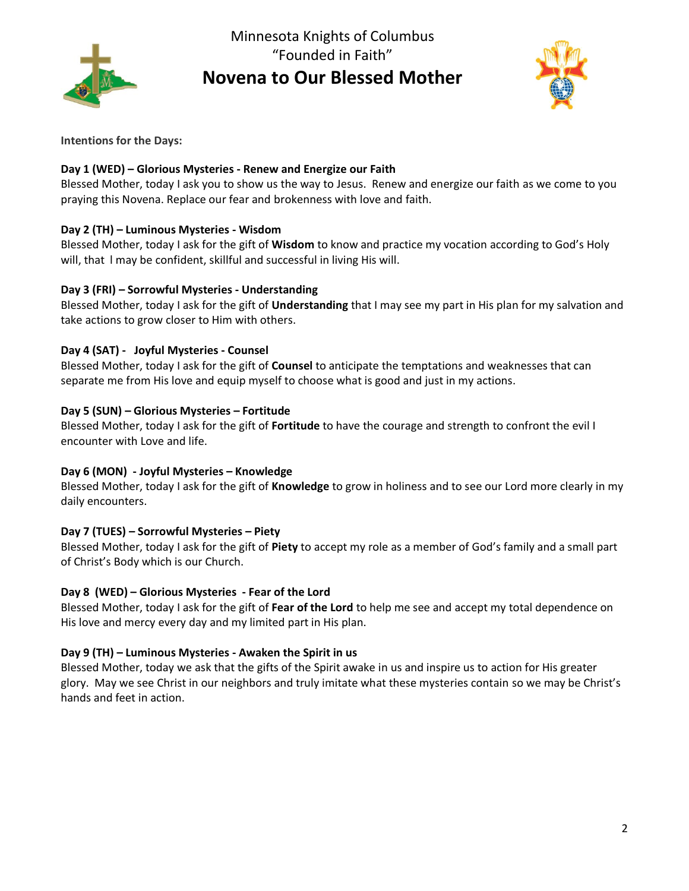Minnesota Knights of Columbus
"Founded in Faith"

# Novena to Our Blessed Mother

**Intentions for the Days:**

**Day 1 (WED) – Glorious Mysteries - Renew and Energize our Faith**
Blessed Mother, today I ask you to show us the way to Jesus. Renew and energize our faith as we come to you praying this Novena. Replace our fear and brokenness with love and faith.

**Day 2 (TH) – Luminous Mysteries - Wisdom**
Blessed Mother, today I ask for the gift of **Wisdom** to know and practice my vocation according to God's Holy will, that I may be confident, skillful and successful in living His will.

**Day 3 (FRI) – Sorrowful Mysteries - Understanding**
Blessed Mother, today I ask for the gift of **Understanding** that I may see my part in His plan for my salvation and take actions to grow closer to Him with others.

**Day 4 (SAT) - Joyful Mysteries - Counsel**
Blessed Mother, today I ask for the gift of **Counsel** to anticipate the temptations and weaknesses that can separate me from His love and equip myself to choose what is good and just in my actions.

**Day 5 (SUN) – Glorious Mysteries – Fortitude**
Blessed Mother, today I ask for the gift of **Fortitude** to have the courage and strength to confront the evil I encounter with Love and life.

**Day 6 (MON) - Joyful Mysteries – Knowledge**
Blessed Mother, today I ask for the gift of **Knowledge** to grow in holiness and to see our Lord more clearly in my daily encounters.

**Day 7 (TUES) – Sorrowful Mysteries – Piety**
Blessed Mother, today I ask for the gift of **Piety** to accept my role as a member of God's family and a small part of Christ's Body which is our Church.

**Day 8 (WED) – Glorious Mysteries - Fear of the Lord**
Blessed Mother, today I ask for the gift of **Fear of the Lord** to help me see and accept my total dependence on His love and mercy every day and my limited part in His plan.

**Day 9 (TH) – Luminous Mysteries - Awaken the Spirit in us**
Blessed Mother, today we ask that the gifts of the Spirit awake in us and inspire us to action for His greater glory. May we see Christ in our neighbors and truly imitate what these mysteries contain so we may be Christ's hands and feet in action.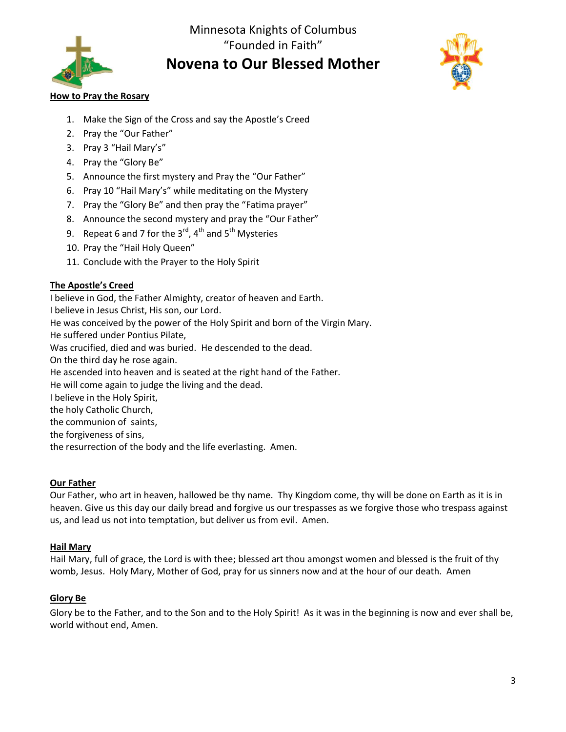Minnesota Knights of Columbus
"Founded in Faith"

# Novena to Our Blessed Mother

## How to Pray the Rosary

1. Make the Sign of the Cross and say the Apostle's Creed
2. Pray the "Our Father"
3. Pray 3 "Hail Mary's"
4. Pray the "Glory Be"
5. Announce the first mystery and Pray the "Our Father"
6. Pray 10 "Hail Mary's" while meditating on the Mystery
7. Pray the "Glory Be" and then pray the "Fatima prayer"
8. Announce the second mystery and pray the "Our Father"
9. Repeat 6 and 7 for the 3rd, 4th and 5th Mysteries
10. Pray the "Hail Holy Queen"
11. Conclude with the Prayer to the Holy Spirit

## The Apostle's Creed

I believe in God, the Father Almighty, creator of heaven and Earth.
I believe in Jesus Christ, His son, our Lord.
He was conceived by the power of the Holy Spirit and born of the Virgin Mary.
He suffered under Pontius Pilate,
Was crucified, died and was buried. He descended to the dead.
On the third day he rose again.
He ascended into heaven and is seated at the right hand of the Father.
He will come again to judge the living and the dead.
I believe in the Holy Spirit,
the holy Catholic Church,
the communion of saints,
the forgiveness of sins,
the resurrection of the body and the life everlasting. Amen.

## Our Father

Our Father, who art in heaven, hallowed be thy name. Thy Kingdom come, thy will be done on Earth as it is in heaven. Give us this day our daily bread and forgive us our trespasses as we forgive those who trespass against us, and lead us not into temptation, but deliver us from evil. Amen.

## Hail Mary

Hail Mary, full of grace, the Lord is with thee; blessed art thou amongst women and blessed is the fruit of thy womb, Jesus. Holy Mary, Mother of God, pray for us sinners now and at the hour of our death. Amen

## Glory Be

Glory be to the Father, and to the Son and to the Holy Spirit! As it was in the beginning is now and ever shall be, world without end, Amen.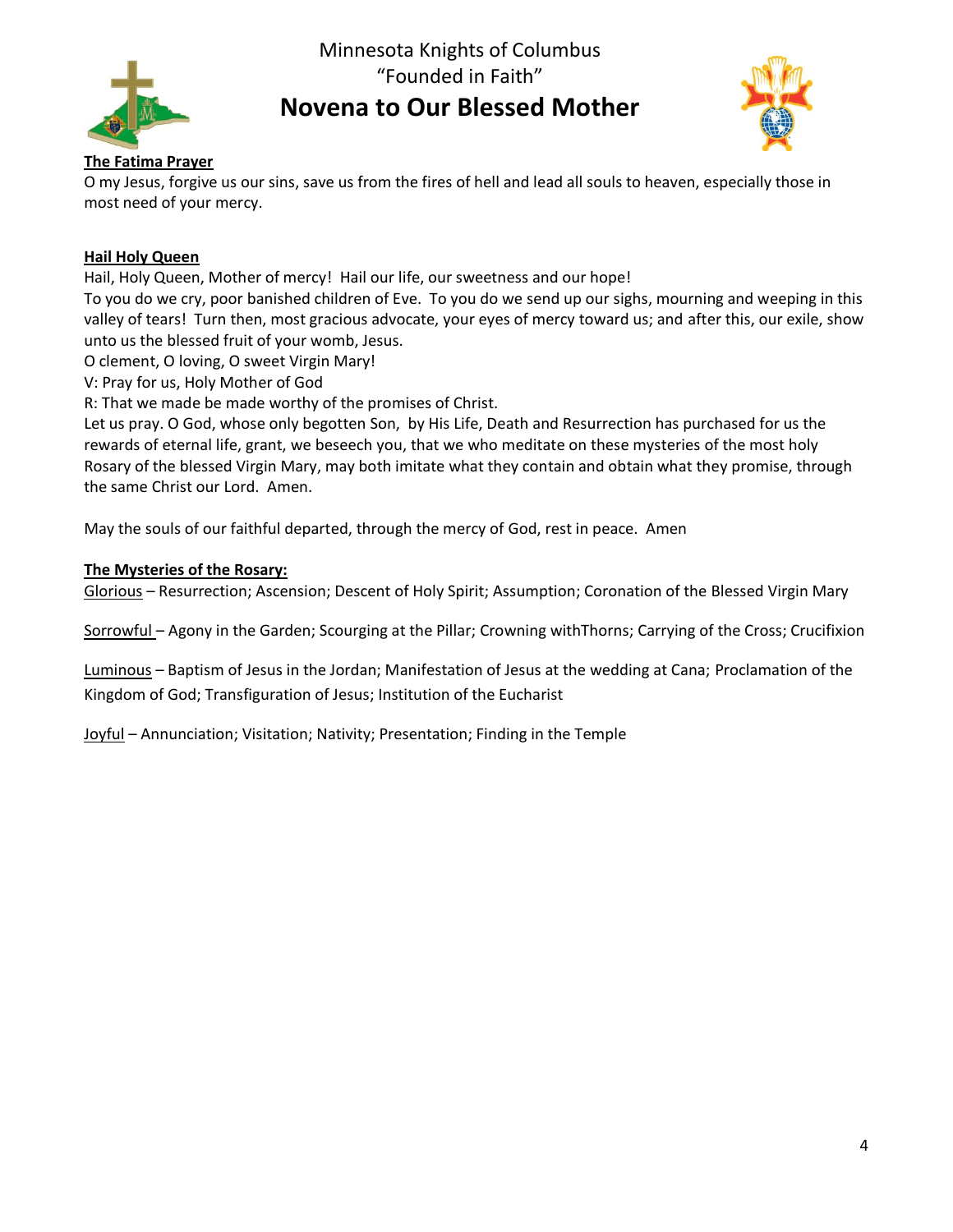Minnesota Knights of Columbus
"Founded in Faith"

# Novena to Our Blessed Mother

**The Fatima Prayer**

O my Jesus, forgive us our sins, save us from the fires of hell and lead all souls to heaven, especially those in most need of your mercy.

**Hail Holy Queen**

Hail, Holy Queen, Mother of mercy! Hail our life, our sweetness and our hope!
To you do we cry, poor banished children of Eve. To you do we send up our sighs, mourning and weeping in this valley of tears! Turn then, most gracious advocate, your eyes of mercy toward us; and after this, our exile, show unto us the blessed fruit of your womb, Jesus.
O clement, O loving, O sweet Virgin Mary!
V: Pray for us, Holy Mother of God
R: That we made be made worthy of the promises of Christ.
Let us pray. O God, whose only begotten Son, by His Life, Death and Resurrection has purchased for us the rewards of eternal life, grant, we beseech you, that we who meditate on these mysteries of the most holy Rosary of the blessed Virgin Mary, may both imitate what they contain and obtain what they promise, through the same Christ our Lord. Amen.

May the souls of our faithful departed, through the mercy of God, rest in peace. Amen

**The Mysteries of the Rosary:**

Glorious – Resurrection; Ascension; Descent of Holy Spirit; Assumption; Coronation of the Blessed Virgin Mary

Sorrowful – Agony in the Garden; Scourging at the Pillar; Crowning withThorns; Carrying of the Cross; Crucifixion

Luminous – Baptism of Jesus in the Jordan; Manifestation of Jesus at the wedding at Cana; Proclamation of the Kingdom of God; Transfiguration of Jesus; Institution of the Eucharist

Joyful – Annunciation; Visitation; Nativity; Presentation; Finding in the Temple